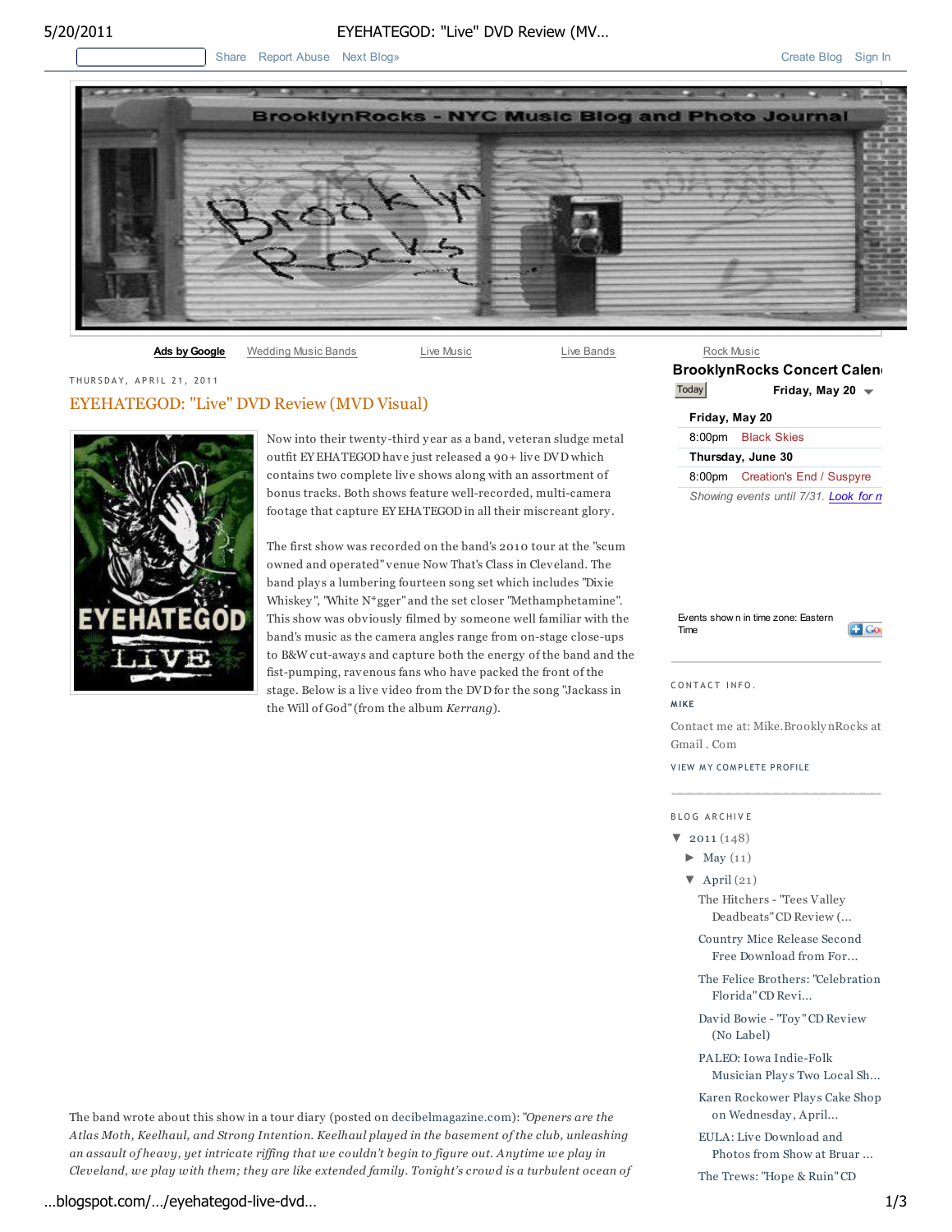Share Report Abuse Next Blog» Create Blog Sign In

# BrooklynRocks - NYC Music Blog and Photo Journal

Ads by Google Wedding Music Bands Live Music Live Bands Rock Music

THURSDAY, APRIL 21, 2011

## EYEHATEGOD: "Live" DVD Review (MVD Visual)

Now into their twenty-third year as a band, veteran sludge metal outfit EYEHATEGOD have just released a 90+ live DVD which contains two complete live shows along with an assortment of bonus tracks. Both shows feature well-recorded, multi-camera footage that capture EYEHATEGOD in all their miscreant glory.

The first show was recorded on the band's 2010 tour at the "scum owned and operated" venue Now That's Class in Cleveland. The band plays a lumbering fourteen song set which includes "Dixie Whiskey", "White N*gger" and the set closer "Methamphetamine". This show was obviously filmed by someone well familiar with the band's music as the camera angles range from on-stage close-ups to B&W cut-aways and capture both the energy of the band and the fist-pumping, ravenous fans who have packed the front of the stage. Below is a live video from the DVD for the song "Jackass in the Will of God" (from the album *Kerrang*).

The band wrote about this show in a tour diary (posted on decibelmagazine.com): *"Openers are the Atlas Moth, Keelhaul, and Strong Intention. Keelhaul played in the basement of the club, unleashing an assault of heavy, yet intricate riffing that we couldn't begin to figure out. Anytime we play in Cleveland, we play with them; they are like extended family. Tonight's crowd is a turbulent ocean of*

**BrooklynRocks Concert Calen**

Today Friday, May 20

**Friday, May 20**
8:00pm Black Skies
**Thursday, June 30**
8:00pm Creation's End / Suspyre

*Showing events until 7/31. Look for m*

Events shown in time zone: Eastern Time

CONTACT INFO.

MIKE

Contact me at: Mike.BrooklynRocks at Gmail . Com

VIEW MY COMPLETE PROFILE

BLOG ARCHIVE

- ▼ 2011 (148)
  - ► May (11)
  - ▼ April (21)
    - The Hitchers - "Tees Valley Deadbeats" CD Review (...
    - Country Mice Release Second Free Download from For...
    - The Felice Brothers: "Celebration Florida" CD Revi...
    - David Bowie - "Toy" CD Review (No Label)
    - PALEO: Iowa Indie-Folk Musician Plays Two Local Sh...
    - Karen Rockower Plays Cake Shop on Wednesday, April...
    - EULA: Live Download and Photos from Show at Bruar ...
    - The Trews: "Hope & Ruin" CD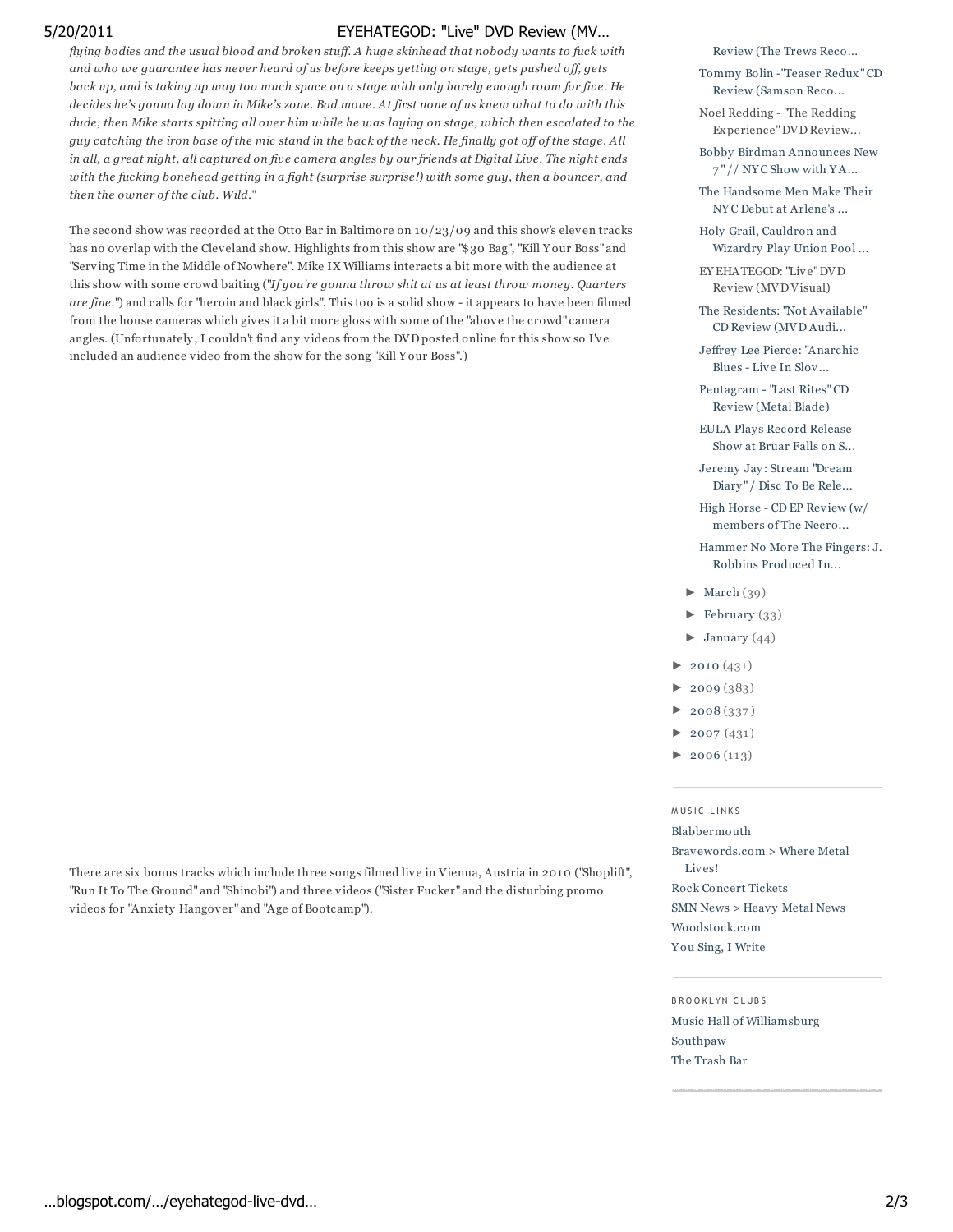*flying bodies and the usual blood and broken stuff. A huge skinhead that nobody wants to fuck with and who we guarantee has never heard of us before keeps getting on stage, gets pushed off, gets back up, and is taking up way too much space on a stage with only barely enough room for five. He decides he's gonna lay down in Mike's zone. Bad move. At first none of us knew what to do with this dude, then Mike starts spitting all over him while he was laying on stage, which then escalated to the guy catching the iron base of the mic stand in the back of the neck. He finally got off of the stage. All in all, a great night, all captured on five camera angles by our friends at Digital Live. The night ends with the fucking bonehead getting in a fight (surprise surprise!) with some guy, then a bouncer, and then the owner of the club. Wild."*

The second show was recorded at the Otto Bar in Baltimore on 10/23/09 and this show's eleven tracks has no overlap with the Cleveland show. Highlights from this show are "$30 Bag", "Kill Your Boss" and "Serving Time in the Middle of Nowhere". Mike IX Williams interacts a bit more with the audience at this show with some crowd baiting ("*If you're gonna throw shit at us at least throw money. Quarters are fine.*") and calls for "heroin and black girls". This too is a solid show - it appears to have been filmed from the house cameras which gives it a bit more gloss with some of the "above the crowd" camera angles. (Unfortunately, I couldn't find any videos from the DVD posted online for this show so I've included an audience video from the show for the song "Kill Your Boss".)

There are six bonus tracks which include three songs filmed live in Vienna, Austria in 2010 ("Shoplift", "Run It To The Ground" and "Shinobi") and three videos ("Sister Fucker" and the disturbing promo videos for "Anxiety Hangover" and "Age of Bootcamp").

- Review (The Trews Reco...
- Tommy Bolin -"Teaser Redux" CD Review (Samson Reco...
- Noel Redding - "The Redding Experience" DVD Review...
- Bobby Birdman Announces New 7" // NYC Show with YA...
- The Handsome Men Make Their NYC Debut at Arlene's ...
- Holy Grail, Cauldron and Wizardry Play Union Pool ...
- EYEHATEGOD: "Live" DVD Review (MVD Visual)
- The Residents: "Not Available" CD Review (MVD Audi...
- Jeffrey Lee Pierce: "Anarchic Blues - Live In Slov...
- Pentagram - "Last Rites" CD Review (Metal Blade)
- EULA Plays Record Release Show at Bruar Falls on S...
- Jeremy Jay: Stream "Dream Diary" / Disc To Be Rele...
- High Horse - CD EP Review (w/ members of The Necro...
- Hammer No More The Fingers: J. Robbins Produced In...

- ► March (39)
- ► February (33)
- ► January (44)

- ► 2010 (431)
- ► 2009 (383)
- ► 2008 (337)
- ► 2007 (431)
- ► 2006 (113)

MUSIC LINKS

- Blabbermouth
- Bravewords.com > Where Metal Lives!
- Rock Concert Tickets
- SMN News > Heavy Metal News
- Woodstock.com
- You Sing, I Write

BROOKLYN CLUBS

- Music Hall of Williamsburg
- Southpaw
- The Trash Bar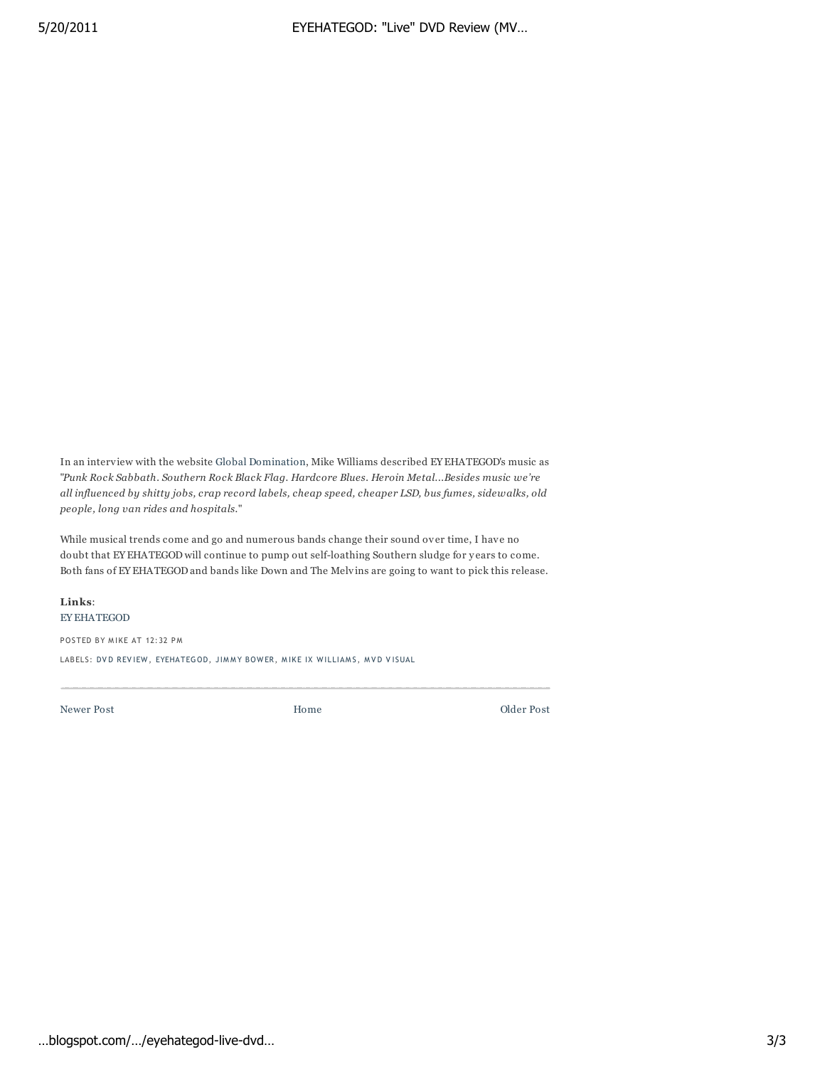In an interview with the website Global Domination, Mike Williams described EYEHATEGOD's music as "*Punk Rock Sabbath. Southern Rock Black Flag. Hardcore Blues. Heroin Metal…Besides music we're all influenced by shitty jobs, crap record labels, cheap speed, cheaper LSD, bus fumes, sidewalks, old people, long van rides and hospitals.*"

While musical trends come and go and numerous bands change their sound over time, I have no doubt that EYEHATEGOD will continue to pump out self-loathing Southern sludge for years to come. Both fans of EYEHATEGOD and bands like Down and The Melvins are going to want to pick this release.

**Links**:
EYEHATEGOD

POSTED BY MIKE AT 12:32 PM

LABELS: DVD REVIEW, EYEHATEGOD, JIMMY BOWER, MIKE IX WILLIAMS, MVD VISUAL

---

Newer Post | Home | Older Post